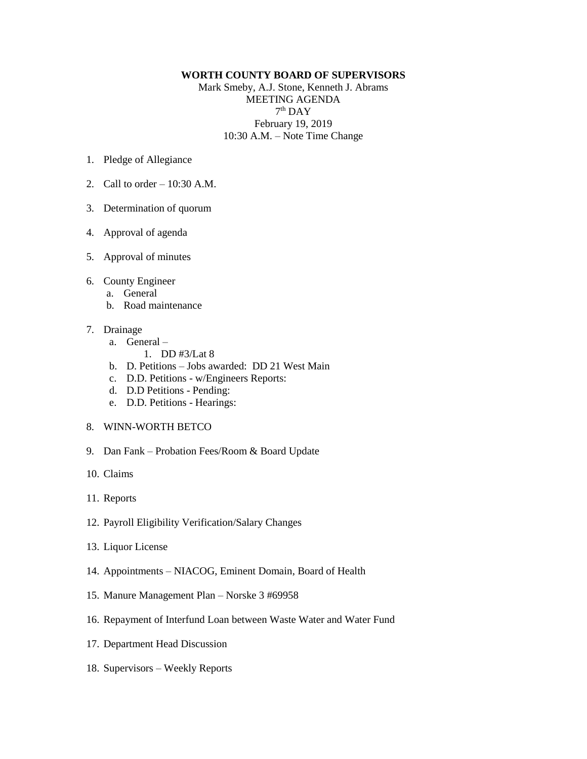**WORTH COUNTY BOARD OF SUPERVISORS**

Mark Smeby, A.J. Stone, Kenneth J. Abrams

MEETING AGENDA

7th DAY

February 19, 2019

10:30 A.M. – Note Time Change

1. Pledge of Allegiance

2. Call to order – 10:30 A.M.

3. Determination of quorum

4. Approval of agenda

5. Approval of minutes

6. County Engineer
   a. General
   b. Road maintenance

7. Drainage
   a. General –
      1. DD #3/Lat 8
   b. D. Petitions – Jobs awarded: DD 21 West Main
   c. D.D. Petitions - w/Engineers Reports:
   d. D.D Petitions - Pending:
   e. D.D. Petitions - Hearings:

8. WINN-WORTH BETCO

9. Dan Fank – Probation Fees/Room & Board Update

10. Claims

11. Reports

12. Payroll Eligibility Verification/Salary Changes

13. Liquor License

14. Appointments – NIACOG, Eminent Domain, Board of Health

15. Manure Management Plan – Norske 3 #69958

16. Repayment of Interfund Loan between Waste Water and Water Fund

17. Department Head Discussion

18. Supervisors – Weekly Reports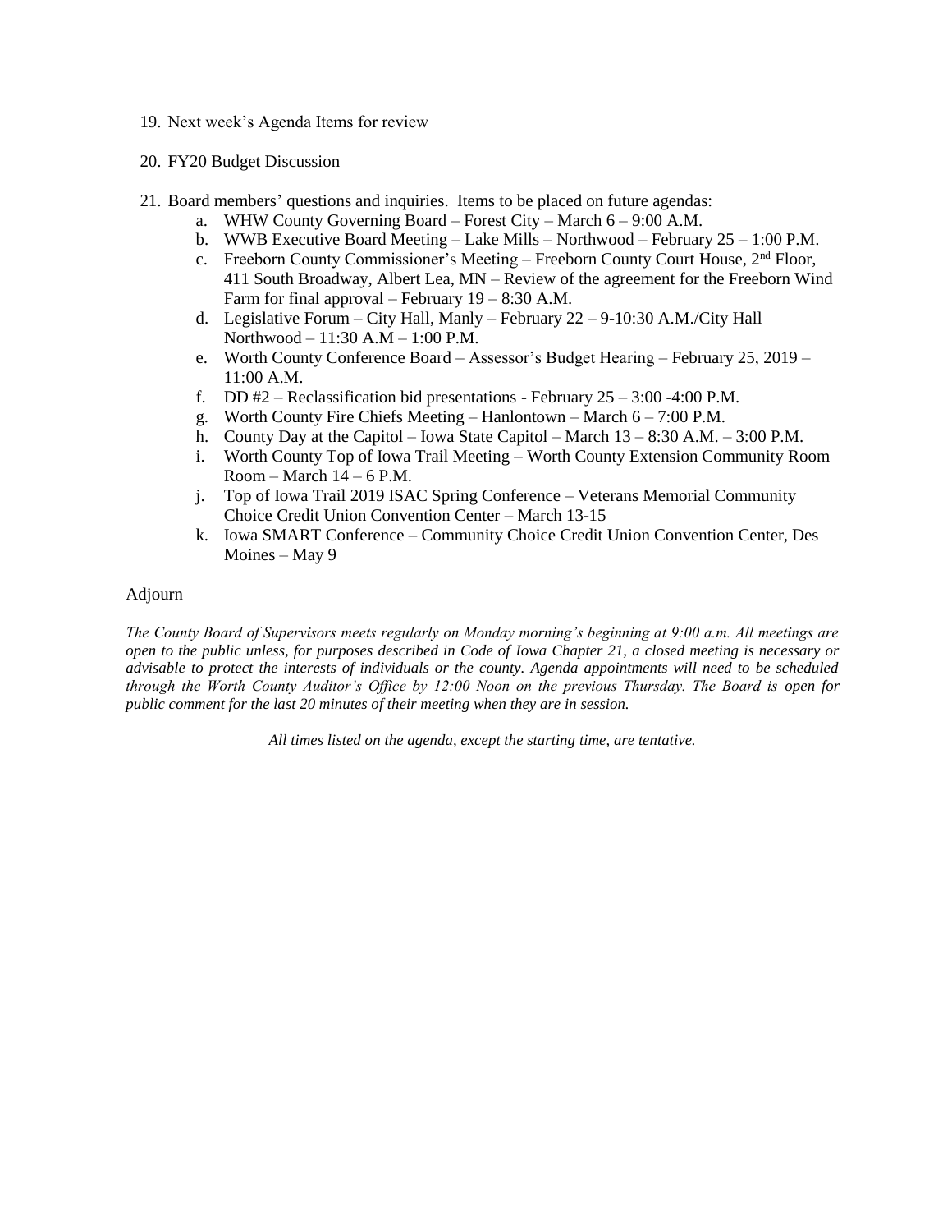19. Next week's Agenda Items for review

20. FY20 Budget Discussion

21. Board members' questions and inquiries. Items to be placed on future agendas:
    a. WHW County Governing Board – Forest City – March 6 – 9:00 A.M.
    b. WWB Executive Board Meeting – Lake Mills – Northwood – February 25 – 1:00 P.M.
    c. Freeborn County Commissioner's Meeting – Freeborn County Court House, 2nd Floor, 411 South Broadway, Albert Lea, MN – Review of the agreement for the Freeborn Wind Farm for final approval – February 19 – 8:30 A.M.
    d. Legislative Forum – City Hall, Manly – February 22 – 9-10:30 A.M./City Hall Northwood – 11:30 A.M – 1:00 P.M.
    e. Worth County Conference Board – Assessor's Budget Hearing – February 25, 2019 – 11:00 A.M.
    f. DD #2 – Reclassification bid presentations - February 25 – 3:00 -4:00 P.M.
    g. Worth County Fire Chiefs Meeting – Hanlontown – March 6 – 7:00 P.M.
    h. County Day at the Capitol – Iowa State Capitol – March 13 – 8:30 A.M. – 3:00 P.M.
    i. Worth County Top of Iowa Trail Meeting – Worth County Extension Community Room Room – March 14 – 6 P.M.
    j. Top of Iowa Trail 2019 ISAC Spring Conference – Veterans Memorial Community Choice Credit Union Convention Center – March 13-15
    k. Iowa SMART Conference – Community Choice Credit Union Convention Center, Des Moines – May 9

Adjourn

*The County Board of Supervisors meets regularly on Monday morning's beginning at 9:00 a.m. All meetings are open to the public unless, for purposes described in Code of Iowa Chapter 21, a closed meeting is necessary or advisable to protect the interests of individuals or the county. Agenda appointments will need to be scheduled through the Worth County Auditor's Office by 12:00 Noon on the previous Thursday. The Board is open for public comment for the last 20 minutes of their meeting when they are in session.*

*All times listed on the agenda, except the starting time, are tentative.*